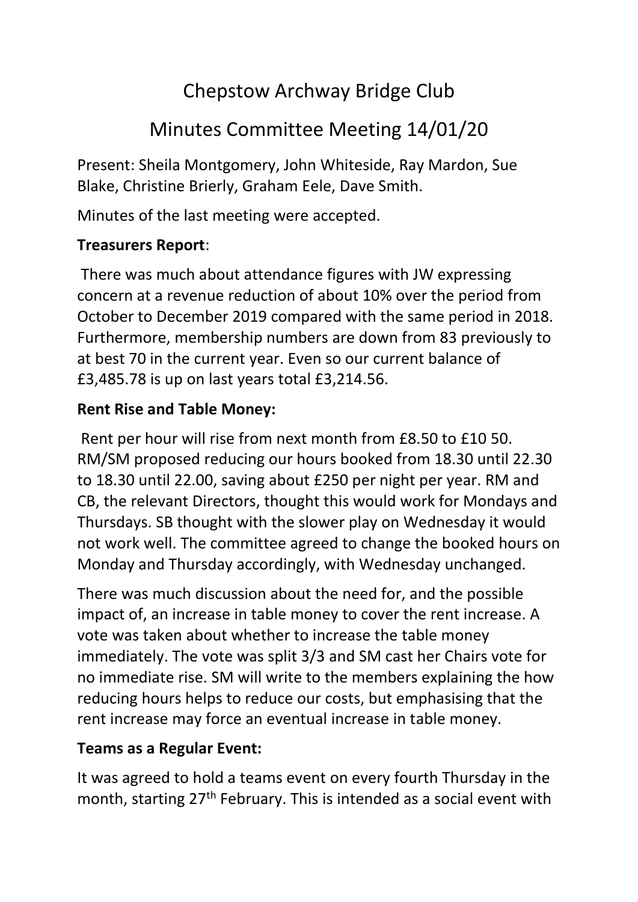# Chepstow Archway Bridge Club

## Minutes Committee Meeting 14/01/20

Present: Sheila Montgomery, John Whiteside, Ray Mardon, Sue Blake, Christine Brierly, Graham Eele, Dave Smith.

Minutes of the last meeting were accepted.

**Treasurers Report**:

There was much about attendance figures with JW expressing concern at a revenue reduction of about 10% over the period from October to December 2019 compared with the same period in 2018. Furthermore, membership numbers are down from 83 previously to at best 70 in the current year. Even so our current balance of £3,485.78 is up on last years total £3,214.56.

**Rent Rise and Table Money:**

Rent per hour will rise from next month from £8.50 to £10 50. RM/SM proposed reducing our hours booked from 18.30 until 22.30 to 18.30 until 22.00, saving about £250 per night per year. RM and CB, the relevant Directors, thought this would work for Mondays and Thursdays. SB thought with the slower play on Wednesday it would not work well. The committee agreed to change the booked hours on Monday and Thursday accordingly, with Wednesday unchanged.

There was much discussion about the need for, and the possible impact of, an increase in table money to cover the rent increase. A vote was taken about whether to increase the table money immediately. The vote was split 3/3 and SM cast her Chairs vote for no immediate rise. SM will write to the members explaining the how reducing hours helps to reduce our costs, but emphasising that the rent increase may force an eventual increase in table money.

**Teams as a Regular Event:**

It was agreed to hold a teams event on every fourth Thursday in the month, starting 27th February. This is intended as a social event with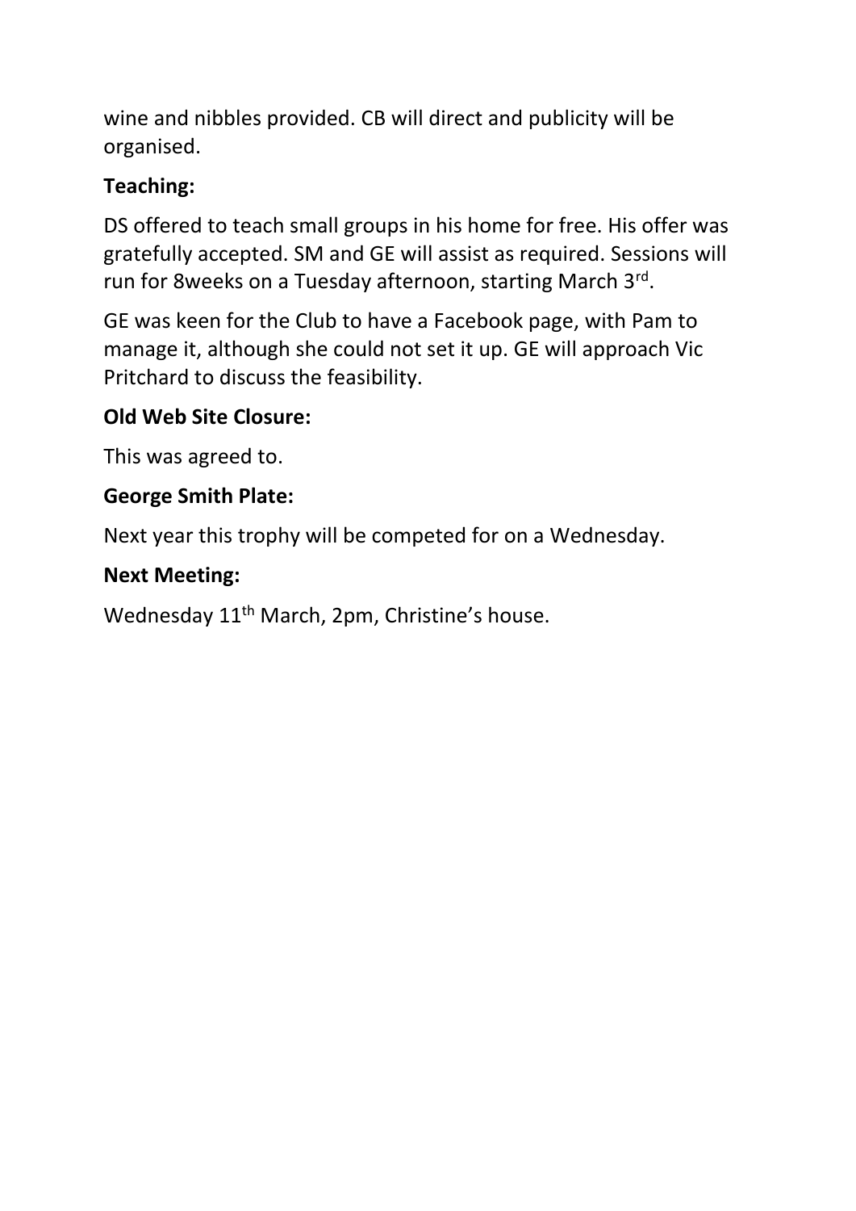wine and nibbles provided. CB will direct and publicity will be organised.

**Teaching:**

DS offered to teach small groups in his home for free. His offer was gratefully accepted. SM and GE will assist as required. Sessions will run for 8weeks on a Tuesday afternoon, starting March 3rd.

GE was keen for the Club to have a Facebook page, with Pam to manage it, although she could not set it up. GE will approach Vic Pritchard to discuss the feasibility.

**Old Web Site Closure:**

This was agreed to.

**George Smith Plate:**

Next year this trophy will be competed for on a Wednesday.

**Next Meeting:**

Wednesday 11th March, 2pm, Christine's house.